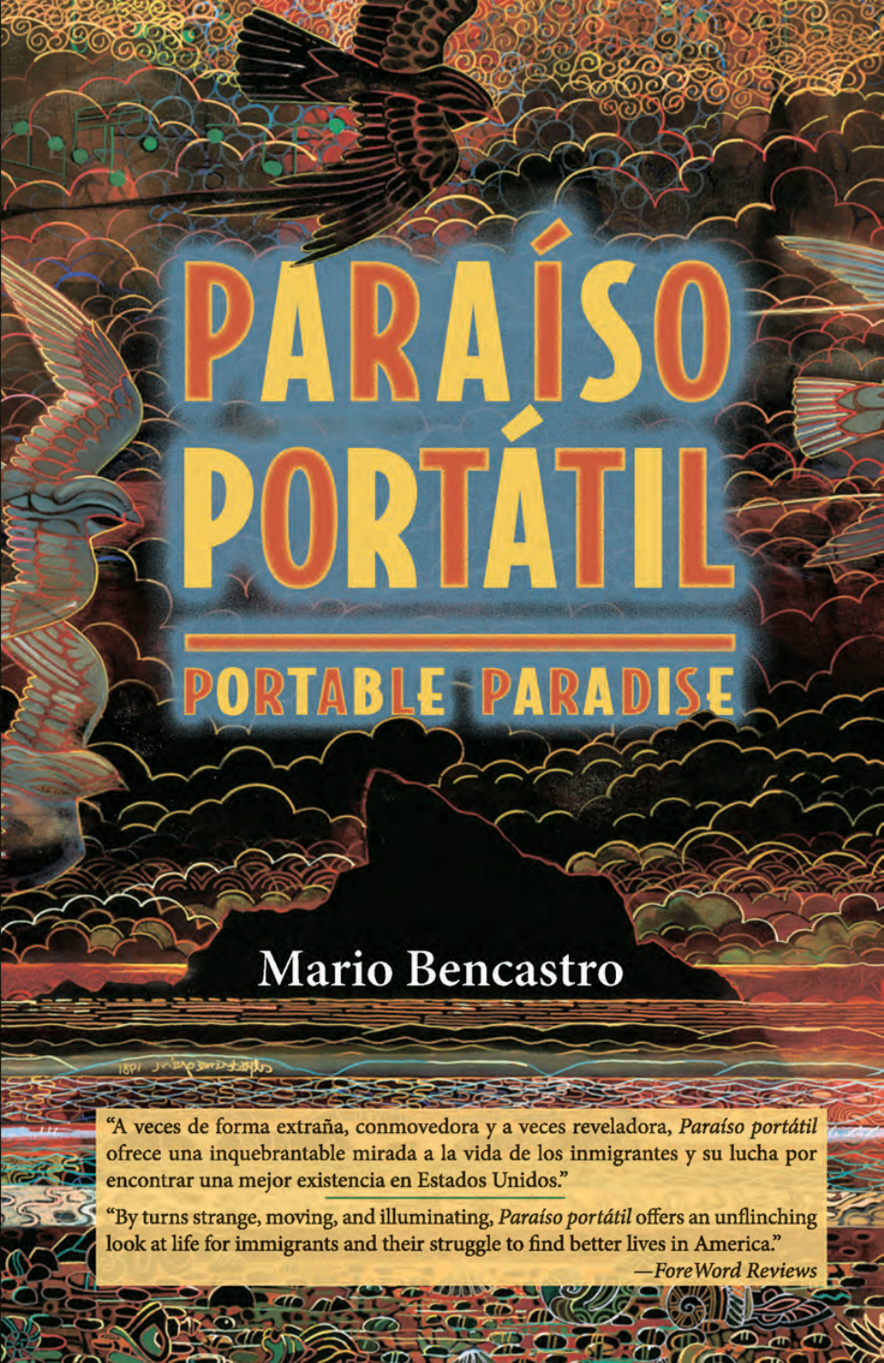# PARAÍSO PORTÁTIL

## PORTABLE PARADISE

Mario Bencastro

"A veces de forma extraña, conmovedora y a veces reveladora, *Paraíso portátil* ofrece una inquebrantable mirada a la vida de los inmigrantes y su lucha por encontrar una mejor existencia en Estados Unidos."

"By turns strange, moving, and illuminating, *Paraíso portátil* offers an unflinching look at life for immigrants and their struggle to find better lives in America."

—*ForeWord Reviews*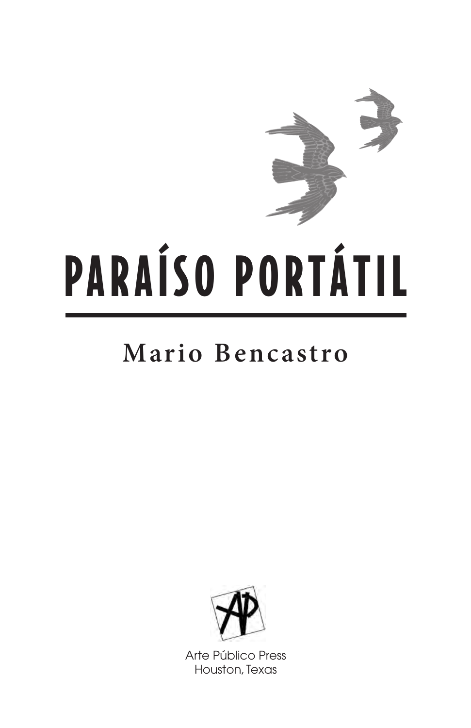# PARAÍSO PORTÁTIL

## Mario Bencastro

Arte Público Press
Houston, Texas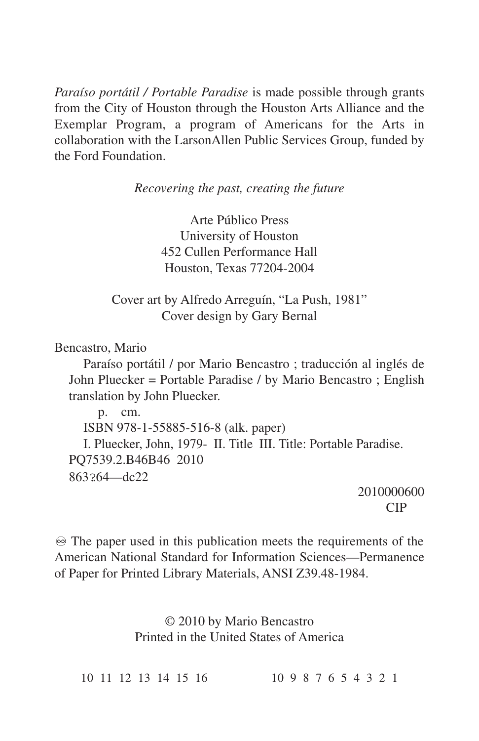*Paraíso portátil / Portable Paradise* is made possible through grants from the City of Houston through the Houston Arts Alliance and the Exemplar Program, a program of Americans for the Arts in collaboration with the LarsonAllen Public Services Group, funded by the Ford Foundation.

*Recovering the past, creating the future*

Arte Público Press
University of Houston
452 Cullen Performance Hall
Houston, Texas 77204-2004

Cover art by Alfredo Arreguín, "La Push, 1981"
Cover design by Gary Bernal

Bencastro, Mario
Paraíso portátil / por Mario Bencastro ; traducción al inglés de John Pluecker = Portable Paradise / by Mario Bencastro ; English translation by John Pluecker.
p. cm.
ISBN 978-1-55885-516-8 (alk. paper)
I. Pluecker, John, 1979- II. Title III. Title: Portable Paradise.
PQ7539.2.B46B46 2010
863?64—dc22
2010000600
CIP

♾ The paper used in this publication meets the requirements of the American National Standard for Information Sciences—Permanence of Paper for Printed Library Materials, ANSI Z39.48-1984.

© 2010 by Mario Bencastro
Printed in the United States of America

10 11 12 13 14 15 16 10 9 8 7 6 5 4 3 2 1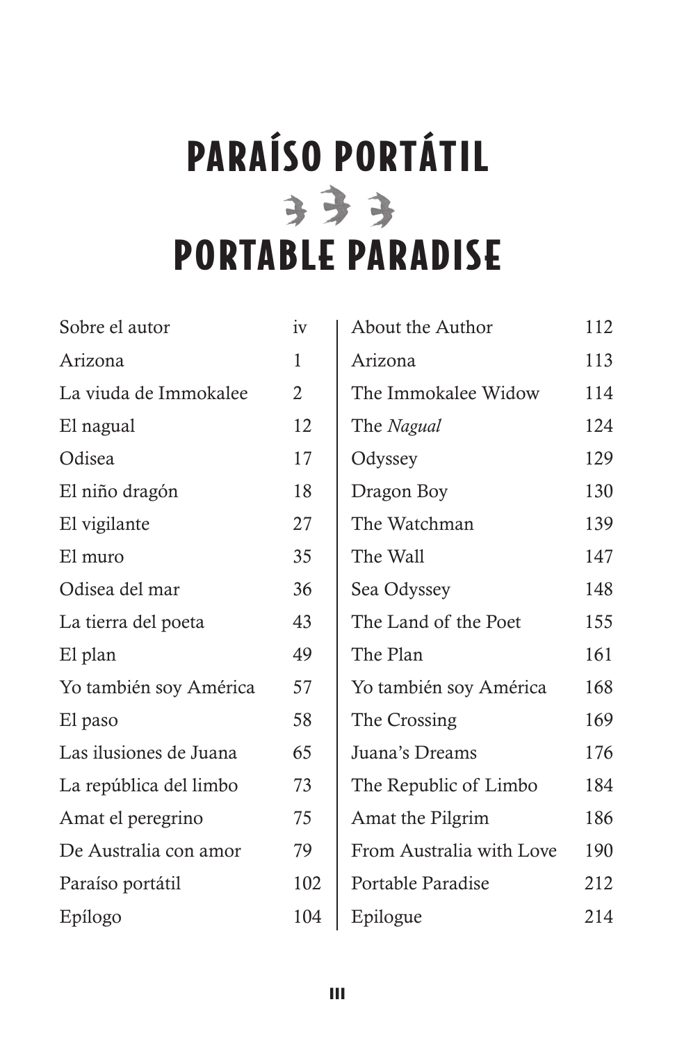# PARAÍSO PORTÁTIL

# PORTABLE PARADISE

| | | | |
|---|---|---|---|
| Sobre el autor | iv | About the Author | 112 |
| Arizona | 1 | Arizona | 113 |
| La viuda de Immokalee | 2 | The Immokalee Widow | 114 |
| El nagual | 12 | The *Nagual* | 124 |
| Odisea | 17 | Odyssey | 129 |
| El niño dragón | 18 | Dragon Boy | 130 |
| El vigilante | 27 | The Watchman | 139 |
| El muro | 35 | The Wall | 147 |
| Odisea del mar | 36 | Sea Odyssey | 148 |
| La tierra del poeta | 43 | The Land of the Poet | 155 |
| El plan | 49 | The Plan | 161 |
| Yo también soy América | 57 | Yo también soy América | 168 |
| El paso | 58 | The Crossing | 169 |
| Las ilusiones de Juana | 65 | Juana's Dreams | 176 |
| La república del limbo | 73 | The Republic of Limbo | 184 |
| Amat el peregrino | 75 | Amat the Pilgrim | 186 |
| De Australia con amor | 79 | From Australia with Love | 190 |
| Paraíso portátil | 102 | Portable Paradise | 212 |
| Epílogo | 104 | Epilogue | 214 |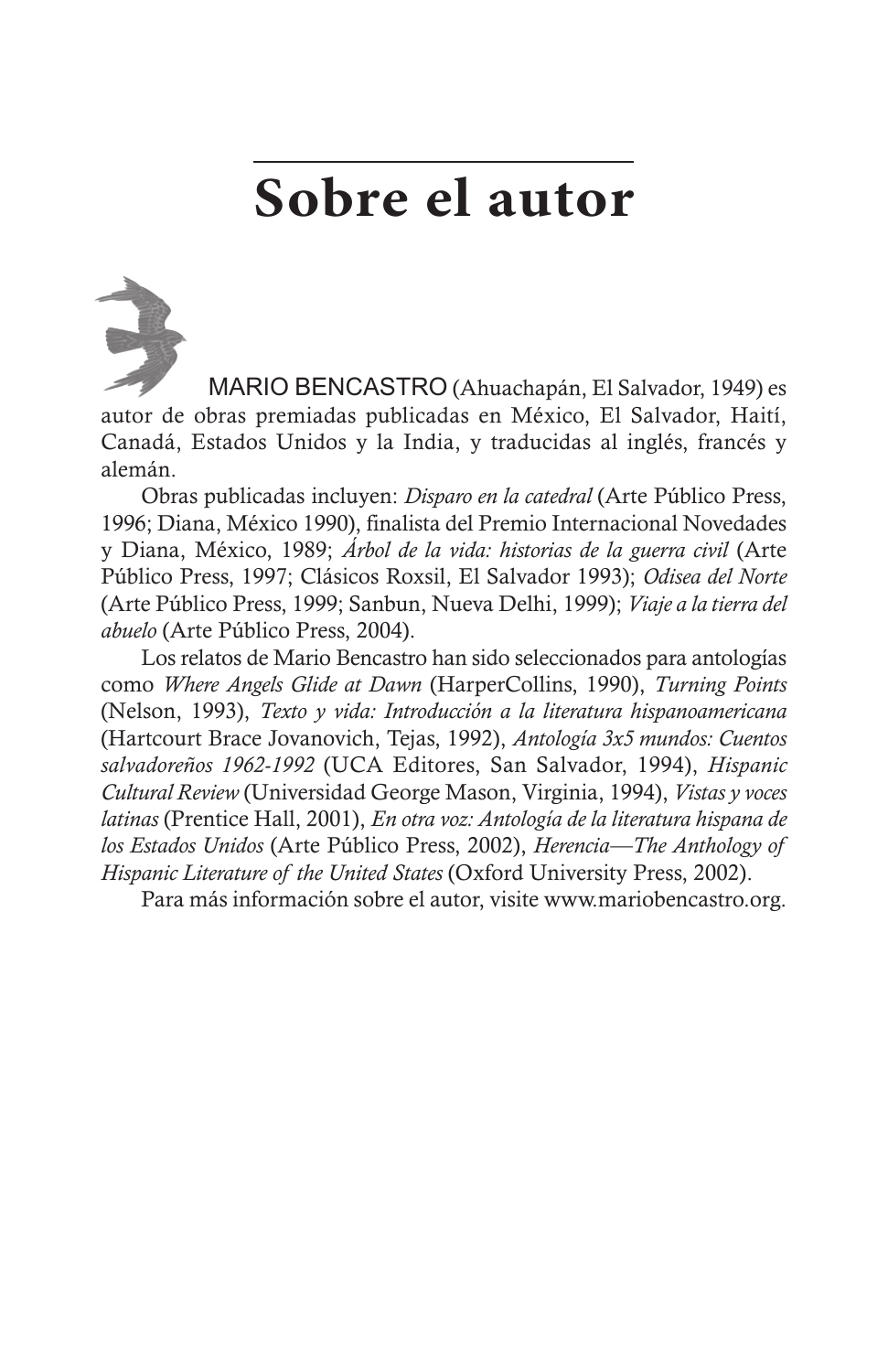# Sobre el autor

MARIO BENCASTRO (Ahuachapán, El Salvador, 1949) es autor de obras premiadas publicadas en México, El Salvador, Haití, Canadá, Estados Unidos y la India, y traducidas al inglés, francés y alemán.

Obras publicadas incluyen: *Disparo en la catedral* (Arte Público Press, 1996; Diana, México 1990), finalista del Premio Internacional Novedades y Diana, México, 1989; *Árbol de la vida: historias de la guerra civil* (Arte Público Press, 1997; Clásicos Roxsil, El Salvador 1993); *Odisea del Norte* (Arte Público Press, 1999; Sanbun, Nueva Delhi, 1999); *Viaje a la tierra del abuelo* (Arte Público Press, 2004).

Los relatos de Mario Bencastro han sido seleccionados para antologías como *Where Angels Glide at Dawn* (HarperCollins, 1990), *Turning Points* (Nelson, 1993), *Texto y vida: Introducción a la literatura hispanoamericana* (Hartcourt Brace Jovanovich, Tejas, 1992), *Antología 3x5 mundos: Cuentos salvadoreños 1962-1992* (UCA Editores, San Salvador, 1994), *Hispanic Cultural Review* (Universidad George Mason, Virginia, 1994), *Vistas y voces latinas* (Prentice Hall, 2001), *En otra voz: Antología de la literatura hispana de los Estados Unidos* (Arte Público Press, 2002), *Herencia—The Anthology of Hispanic Literature of the United States* (Oxford University Press, 2002).

Para más información sobre el autor, visite www.mariobencastro.org.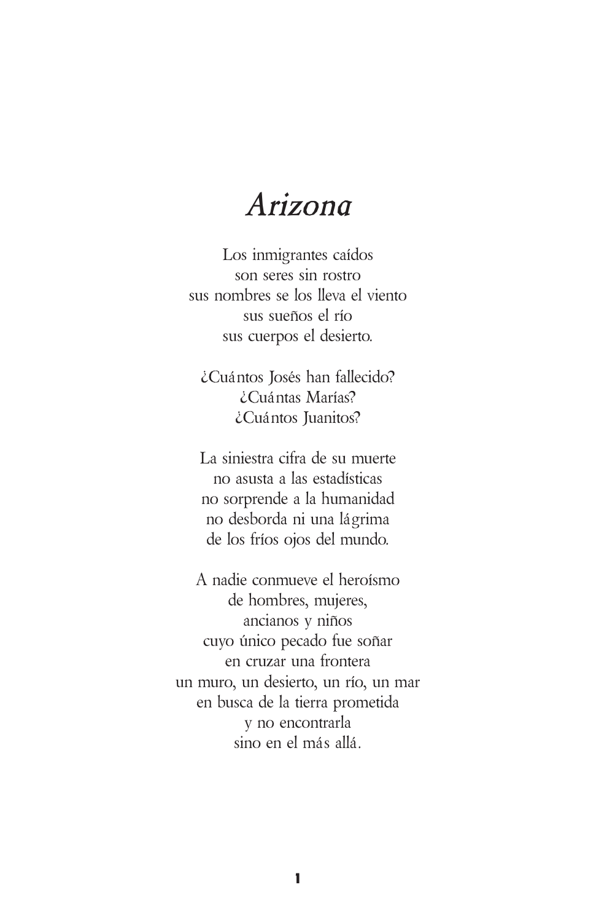# *Arizona*

Los inmigrantes caídos  
son seres sin rostro  
sus nombres se los lleva el viento  
sus sueños el río  
sus cuerpos el desierto.

¿Cuántos Josés han fallecido?  
¿Cuántas Marías?  
¿Cuántos Juanitos?

La siniestra cifra de su muerte  
no asusta a las estadísticas  
no sorprende a la humanidad  
no desborda ni una lágrima  
de los fríos ojos del mundo.

A nadie conmueve el heroísmo  
de hombres, mujeres,  
ancianos y niños  
cuyo único pecado fue soñar  
en cruzar una frontera  
un muro, un desierto, un río, un mar  
en busca de la tierra prometida  
y no encontrarla  
sino en el más allá.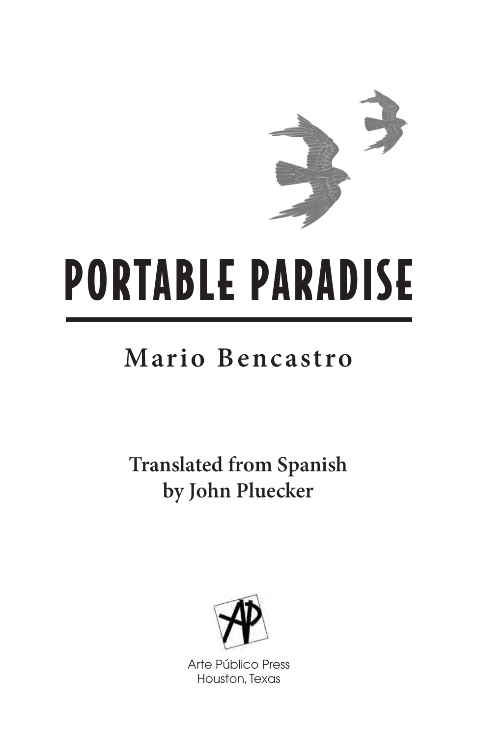# PORTABLE PARADISE

## Mario Bencastro

**Translated from Spanish by John Pluecker**

Arte Público Press
Houston, Texas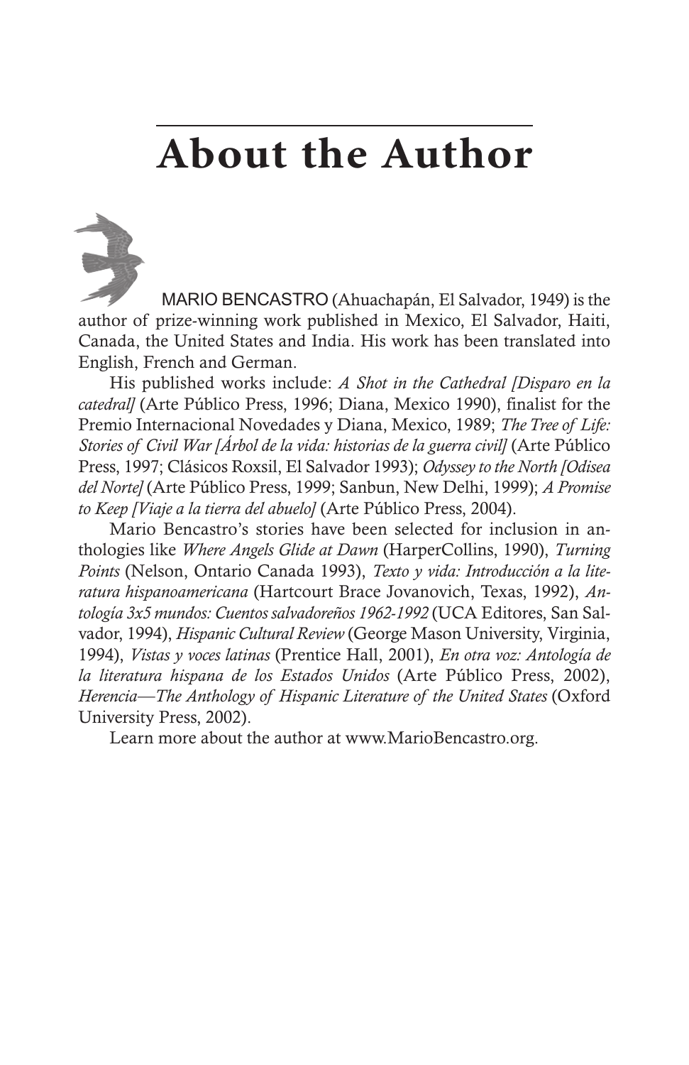# About the Author

MARIO BENCASTRO (Ahuachapán, El Salvador, 1949) is the author of prize-winning work published in Mexico, El Salvador, Haiti, Canada, the United States and India. His work has been translated into English, French and German.

His published works include: *A Shot in the Cathedral [Disparo en la catedral]* (Arte Público Press, 1996; Diana, Mexico 1990), finalist for the Premio Internacional Novedades y Diana, Mexico, 1989; *The Tree of Life: Stories of Civil War [Árbol de la vida: historias de la guerra civil]* (Arte Público Press, 1997; Clásicos Roxsil, El Salvador 1993); *Odyssey to the North [Odisea del Norte]* (Arte Público Press, 1999; Sanbun, New Delhi, 1999); *A Promise to Keep [Viaje a la tierra del abuelo]* (Arte Público Press, 2004).

Mario Bencastro's stories have been selected for inclusion in anthologies like *Where Angels Glide at Dawn* (HarperCollins, 1990), *Turning Points* (Nelson, Ontario Canada 1993), *Texto y vida: Introducción a la literatura hispanoamericana* (Hartcourt Brace Jovanovich, Texas, 1992), *Antología 3x5 mundos: Cuentos salvadoreños 1962-1992* (UCA Editores, San Salvador, 1994), *Hispanic Cultural Review* (George Mason University, Virginia, 1994), *Vistas y voces latinas* (Prentice Hall, 2001), *En otra voz: Antología de la literatura hispana de los Estados Unidos* (Arte Público Press, 2002), *Herencia—The Anthology of Hispanic Literature of the United States* (Oxford University Press, 2002).

Learn more about the author at www.MarioBencastro.org.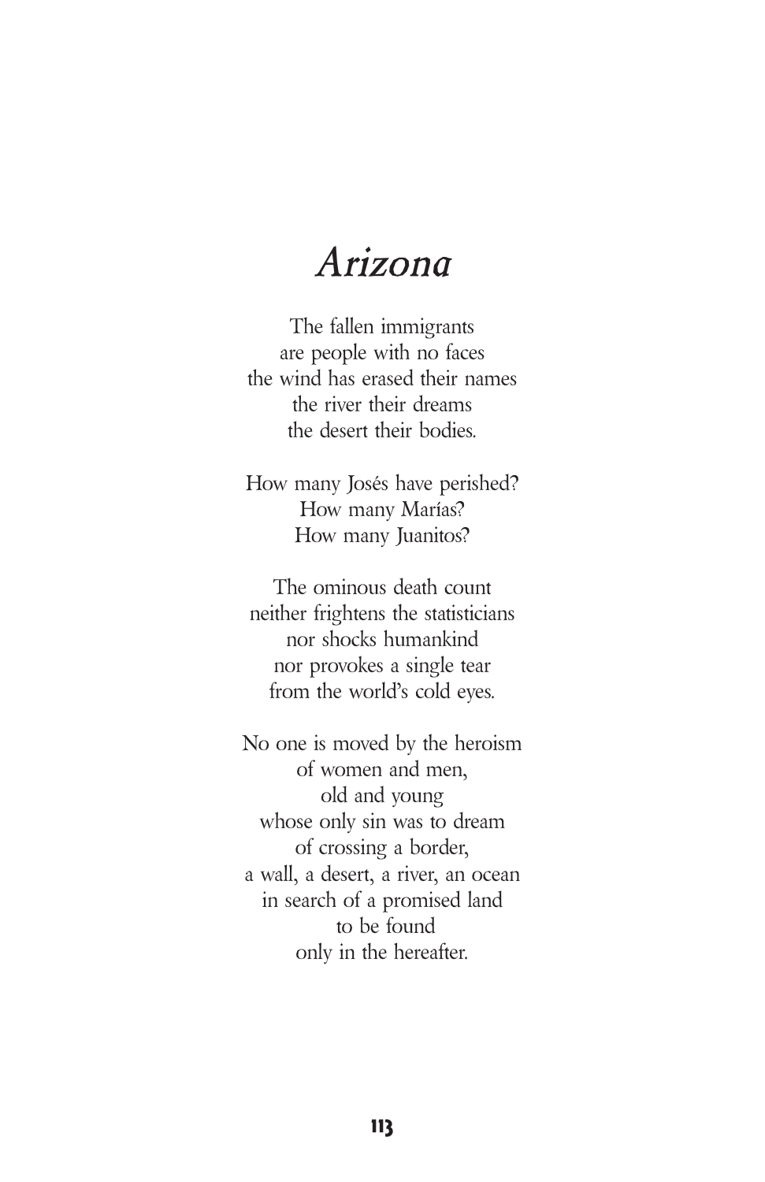# *Arizona*

The fallen immigrants
are people with no faces
the wind has erased their names
the river their dreams
the desert their bodies.

How many Josés have perished?
How many Marías?
How many Juanitos?

The ominous death count
neither frightens the statisticians
nor shocks humankind
nor provokes a single tear
from the world's cold eyes.

No one is moved by the heroism
of women and men,
old and young
whose only sin was to dream
of crossing a border,
a wall, a desert, a river, an ocean
in search of a promised land
to be found
only in the hereafter.